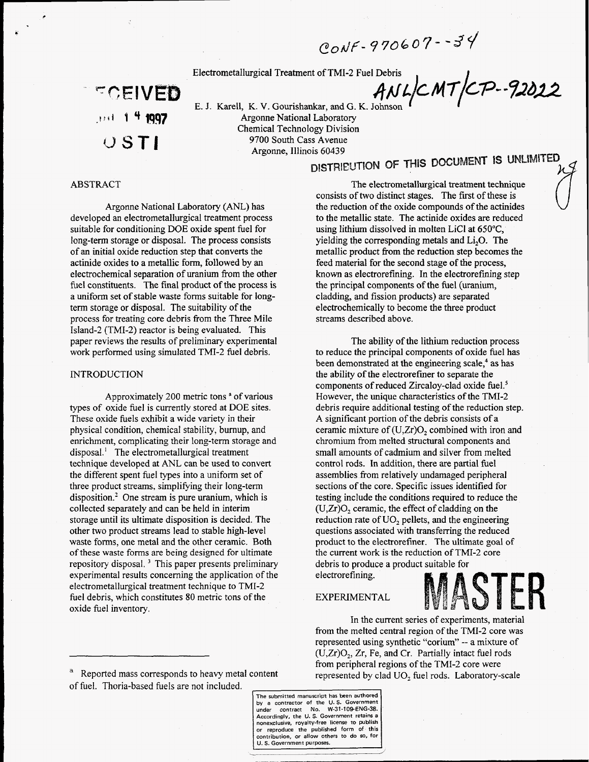CONF-970607--34

# Electrometallurgical Treatment of TMI-2 Fuel Debris

ANL/CMT/CP--92022

E. J. Karell, K. V. Gourishankar, and G. K. Johnson
Argonne National Laboratory
Chemical Technology Division
9700 South Cass Avenue
Argonne, Illinois 60439

RECEIVED
JUL 14 1997
OSTI

DISTRIBUTION OF THIS DOCUMENT IS UNLIMITED

## ABSTRACT

Argonne National Laboratory (ANL) has developed an electrometallurgical treatment process suitable for conditioning DOE oxide spent fuel for long-term storage or disposal. The process consists of an initial oxide reduction step that converts the actinide oxides to a metallic form, followed by an electrochemical separation of uranium from the other fuel constituents. The final product of the process is a uniform set of stable waste forms suitable for long-term storage or disposal. The suitability of the process for treating core debris from the Three Mile Island-2 (TMI-2) reactor is being evaluated. This paper reviews the results of preliminary experimental work performed using simulated TMI-2 fuel debris.

## INTRODUCTION

Approximately 200 metric tons [a] of various types of oxide fuel is currently stored at DOE sites. These oxide fuels exhibit a wide variety in their physical condition, chemical stability, burnup, and enrichment, complicating their long-term storage and disposal.[1] The electrometallurgical treatment technique developed at ANL can be used to convert the different spent fuel types into a uniform set of three product streams, simplifying their long-term disposition.[2] One stream is pure uranium, which is collected separately and can be held in interim storage until its ultimate disposition is decided. The other two product streams lead to stable high-level waste forms, one metal and the other ceramic. Both of these waste forms are being designed for ultimate repository disposal.[3] This paper presents preliminary experimental results concerning the application of the electrometallurgical treatment technique to TMI-2 fuel debris, which constitutes 80 metric tons of the oxide fuel inventory.

The electrometallurgical treatment technique consists of two distinct stages. The first of these is the reduction of the oxide compounds of the actinides to the metallic state. The actinide oxides are reduced using lithium dissolved in molten LiCl at 650°C, yielding the corresponding metals and $Li_2O$. The metallic product from the reduction step becomes the feed material for the second stage of the process, known as electrorefining. In the electrorefining step the principal components of the fuel (uranium, cladding, and fission products) are separated electrochemically to become the three product streams described above.

The ability of the lithium reduction process to reduce the principal components of oxide fuel has been demonstrated at the engineering scale,[4] as has the ability of the electrorefiner to separate the components of reduced Zircaloy-clad oxide fuel.[5] However, the unique characteristics of the TMI-2 debris require additional testing of the reduction step. A significant portion of the debris consists of a ceramic mixture of $(U,Zr)O_2$ combined with iron and chromium from melted structural components and small amounts of cadmium and silver from melted control rods. In addition, there are partial fuel assemblies from relatively undamaged peripheral sections of the core. Specific issues identified for testing include the conditions required to reduce the $(U,Zr)O_2$ ceramic, the effect of cladding on the reduction rate of $UO_2$ pellets, and the engineering questions associated with transferring the reduced product to the electrorefiner. The ultimate goal of the current work is the reduction of TMI-2 core debris to produce a product suitable for electrorefining.

## EXPERIMENTAL

In the current series of experiments, material from the melted central region of the TMI-2 core was represented using synthetic "corium" -- a mixture of $(U,Zr)O_2$, Zr, Fe, and Cr. Partially intact fuel rods from peripheral regions of the TMI-2 core were represented by clad $UO_2$ fuel rods. Laboratory-scale

[a] Reported mass corresponds to heavy metal content of fuel. Thoria-based fuels are not included.

The submitted manuscript has been authored by a contractor of the U. S. Government under contract No. W-31-109-ENG-38. Accordingly, the U. S. Government retains a nonexclusive, royalty-free license to publish or reproduce the published form of this contribution, or allow others to do so, for U. S. Government purposes.

MASTER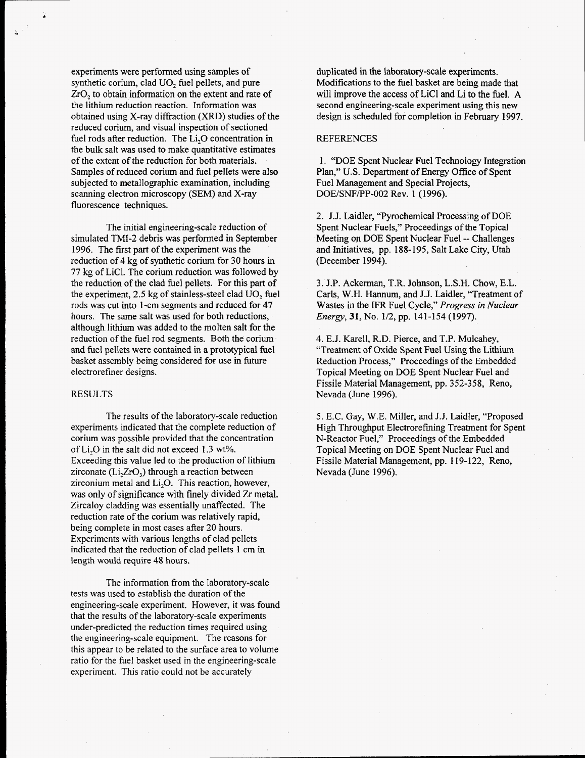experiments were performed using samples of synthetic corium, clad $UO_2$ fuel pellets, and pure $ZrO_2$ to obtain information on the extent and rate of the lithium reduction reaction. Information was obtained using X-ray diffraction (XRD) studies of the reduced corium, and visual inspection of sectioned fuel rods after reduction. The $Li_2O$ concentration in the bulk salt was used to make quantitative estimates of the extent of the reduction for both materials. Samples of reduced corium and fuel pellets were also subjected to metallographic examination, including scanning electron microscopy (SEM) and X-ray fluorescence techniques.

The initial engineering-scale reduction of simulated TMI-2 debris was performed in September 1996. The first part of the experiment was the reduction of 4 kg of synthetic corium for 30 hours in 77 kg of LiCl. The corium reduction was followed by the reduction of the clad fuel pellets. For this part of the experiment, 2.5 kg of stainless-steel clad $UO_2$ fuel rods was cut into 1-cm segments and reduced for 47 hours. The same salt was used for both reductions, although lithium was added to the molten salt for the reduction of the fuel rod segments. Both the corium and fuel pellets were contained in a prototypical fuel basket assembly being considered for use in future electrorefiner designs.

## RESULTS

The results of the laboratory-scale reduction experiments indicated that the complete reduction of corium was possible provided that the concentration of $Li_2O$ in the salt did not exceed 1.3 wt%. Exceeding this value led to the production of lithium zirconate ($Li_2ZrO_3$) through a reaction between zirconium metal and $Li_2O$. This reaction, however, was only of significance with finely divided Zr metal. Zircaloy cladding was essentially unaffected. The reduction rate of the corium was relatively rapid, being complete in most cases after 20 hours. Experiments with various lengths of clad pellets indicated that the reduction of clad pellets 1 cm in length would require 48 hours.

The information from the laboratory-scale tests was used to establish the duration of the engineering-scale experiment. However, it was found that the results of the laboratory-scale experiments under-predicted the reduction times required using the engineering-scale equipment. The reasons for this appear to be related to the surface area to volume ratio for the fuel basket used in the engineering-scale experiment. This ratio could not be accurately duplicated in the laboratory-scale experiments. Modifications to the fuel basket are being made that will improve the access of LiCl and Li to the fuel. A second engineering-scale experiment using this new design is scheduled for completion in February 1997.

## REFERENCES

1. "DOE Spent Nuclear Fuel Technology Integration Plan," U.S. Department of Energy Office of Spent Fuel Management and Special Projects, DOE/SNF/PP-002 Rev. 1 (1996).

2. J.J. Laidler, "Pyrochemical Processing of DOE Spent Nuclear Fuels," Proceedings of the Topical Meeting on DOE Spent Nuclear Fuel -- Challenges and Initiatives, pp. 188-195, Salt Lake City, Utah (December 1994).

3. J.P. Ackerman, T.R. Johnson, L.S.H. Chow, E.L. Carls, W.H. Hannum, and J.J. Laidler, "Treatment of Wastes in the IFR Fuel Cycle," *Progress in Nuclear Energy*, **31**, No. 1/2, pp. 141-154 (1997).

4. E.J. Karell, R.D. Pierce, and T.P. Mulcahey, "Treatment of Oxide Spent Fuel Using the Lithium Reduction Process," Proceedings of the Embedded Topical Meeting on DOE Spent Nuclear Fuel and Fissile Material Management, pp. 352-358, Reno, Nevada (June 1996).

5. E.C. Gay, W.E. Miller, and J.J. Laidler, "Proposed High Throughput Electrorefining Treatment for Spent N-Reactor Fuel," Proceedings of the Embedded Topical Meeting on DOE Spent Nuclear Fuel and Fissile Material Management, pp. 119-122, Reno, Nevada (June 1996).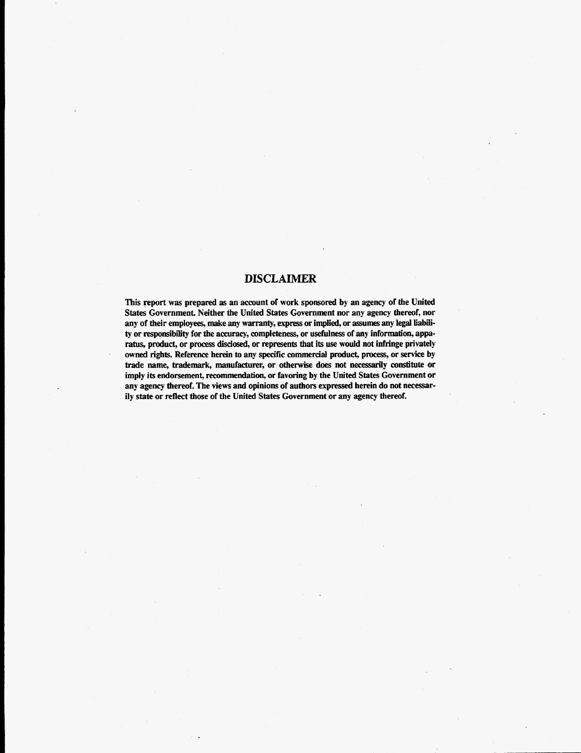## DISCLAIMER

This report was prepared as an account of work sponsored by an agency of the United States Government. Neither the United States Government nor any agency thereof, nor any of their employees, make any warranty, express or implied, or assumes any legal liability or responsibility for the accuracy, completeness, or usefulness of any information, apparatus, product, or process disclosed, or represents that its use would not infringe privately owned rights. Reference herein to any specific commercial product, process, or service by trade name, trademark, manufacturer, or otherwise does not necessarily constitute or imply its endorsement, recommendation, or favoring by the United States Government or any agency thereof. The views and opinions of authors expressed herein do not necessarily state or reflect those of the United States Government or any agency thereof.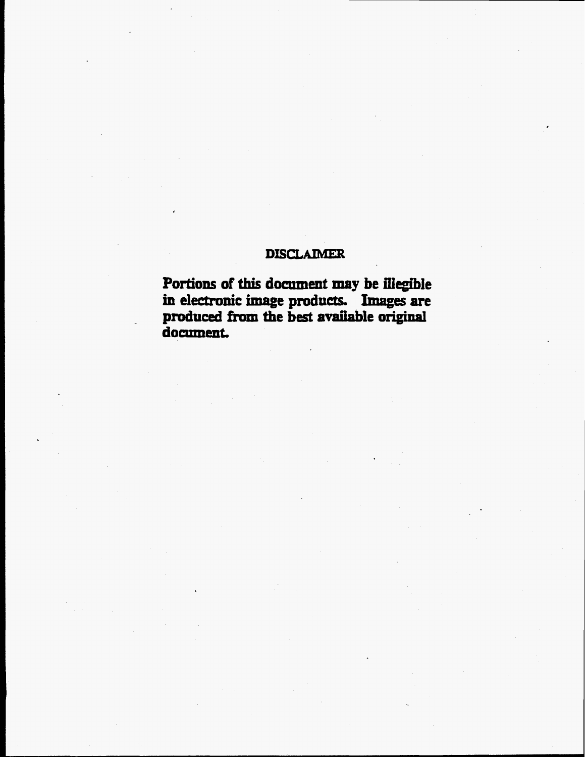# DISCLAIMER

**Portions of this document may be illegible in electronic image products. Images are produced from the best available original document.**